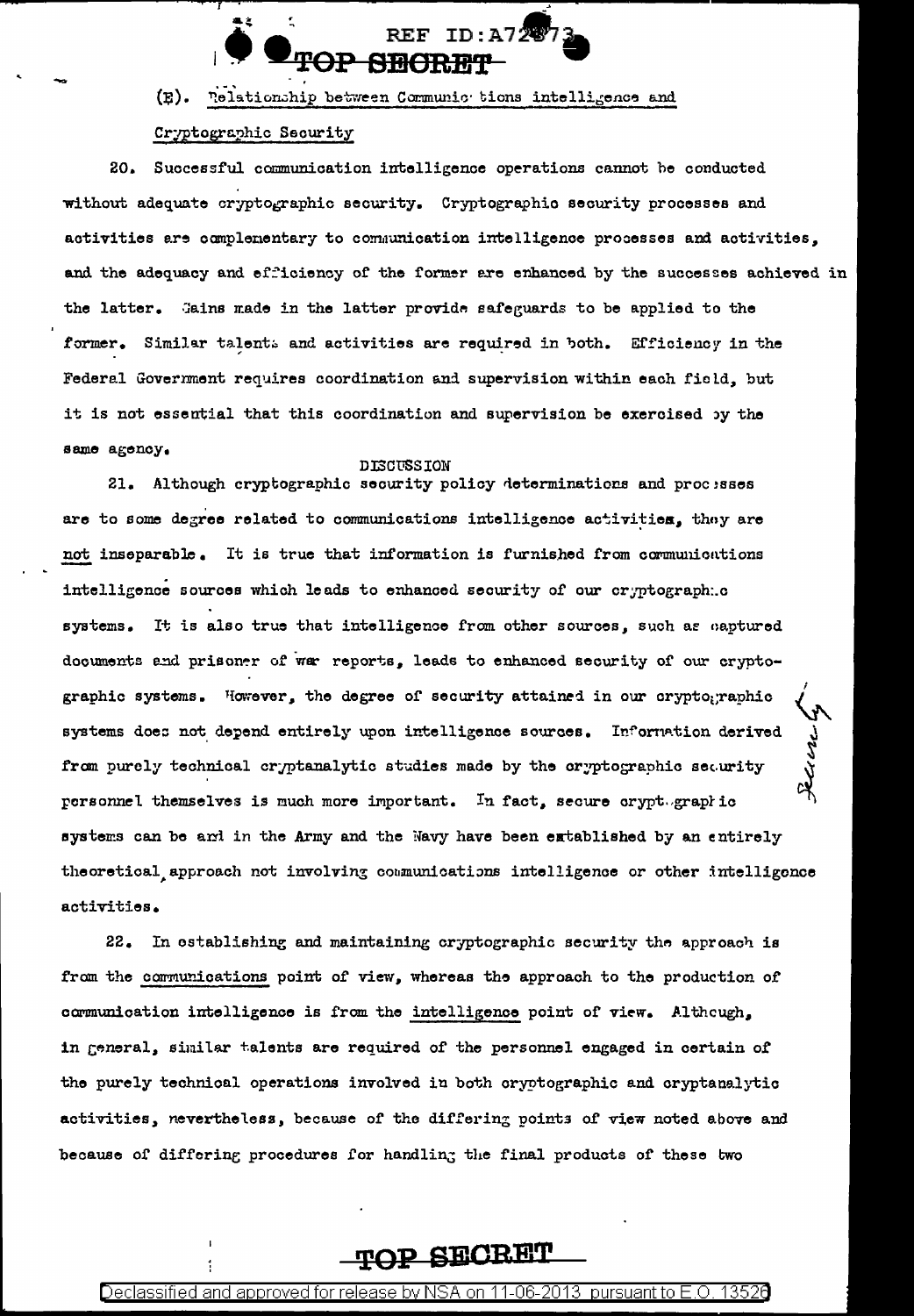## (E). Relationship between Communications intelligence and Cryptographic Security

20. Successful communication intelligence operations cannot be conducted without adequate cryptographic security. Cryptographic security processes and activities are complementary to communication intelligence processes and activities, and the adequacy and efficiency of the former are enhanced by the successes achieved in the latter. Gains made in the latter provide safeguards to be applied to the former. Similar talents and activities are required in both. Efficiency in the Federal Government requires coordination and supervision within each field, but it is not essential that this coordination and supervision be exercised by the same agency.

### DISCUSSION

21. Although cryptographic security policy determinations and processes are to some degree related to communications intelligence activities, they are not inseparable. It is true that information is furnished from communications intelligence sources which leads to enhanced security of our cryptographic systems. It is also true that intelligence from other sources, such as captured documents and prisoner of war reports, leads to enhanced security of our cryptographic systems. However, the degree of security attained in our cryptographic systems does not depend entirely upon intelligence sources. Information derived from purely technical cryptanalytic studies made by the cryptographic security personnel themselves is much more important. In fact, secure cryptographic systems can be and in the Army and the Navy have been established by an entirely theoretical approach not involving communications intelligence or other intelligence activities.

22. In establishing and maintaining cryptographic security the approach is from the communications point of view, whereas the approach to the production of communication intelligence is from the intelligence point of view. Although, in general, similar talents are required of the personnel engaged in certain of the purely technical operations involved in both cryptographic and cryptanalytic activities, nevertheless, because of the differing points of view noted above and because of differing procedures for handling the final products of these two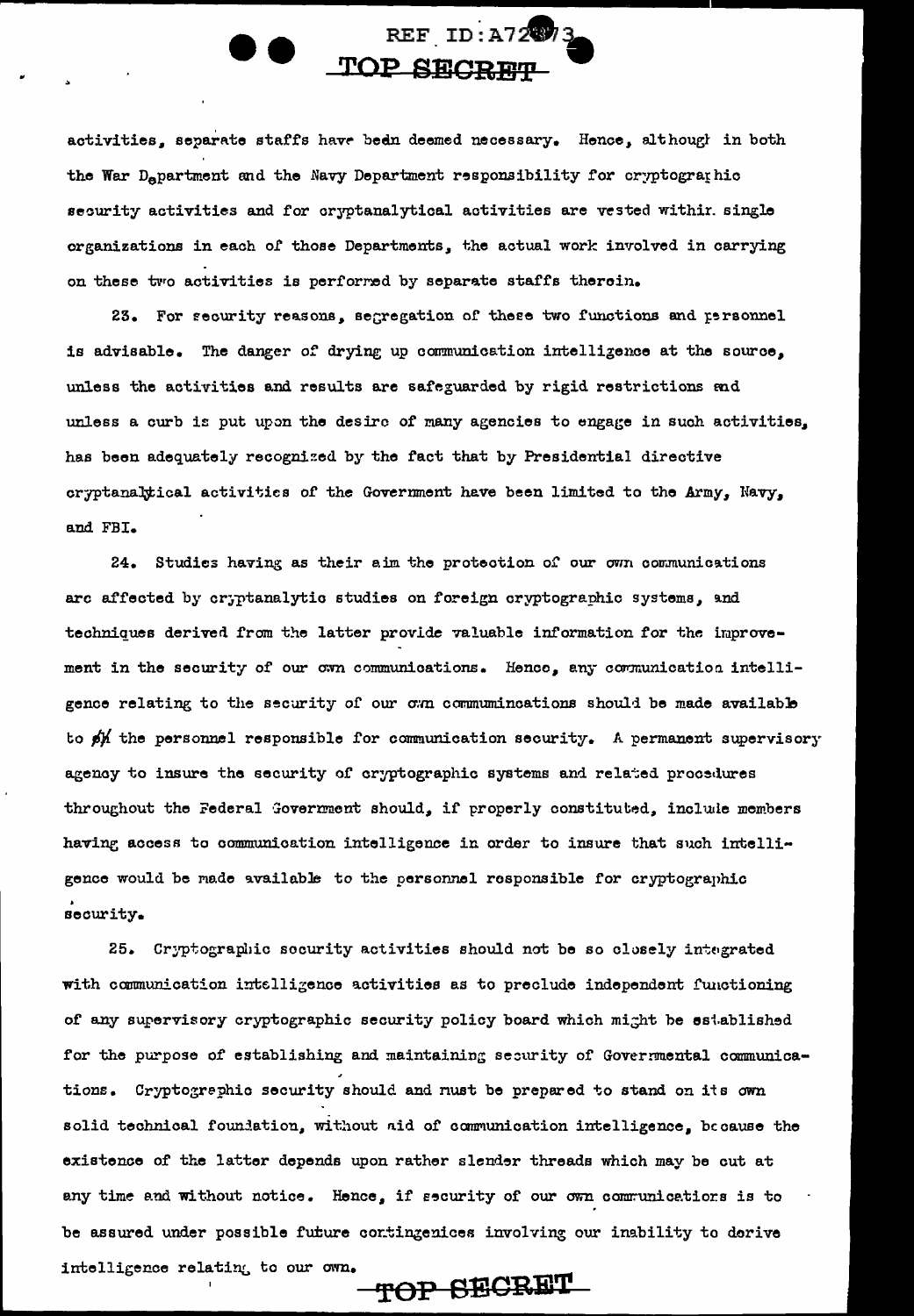activities, separate staffs have bedn deemed necessary. Hence, although in both the War Department and the Navy Department responsibility for cryptographic security activities and for cryptanalytical activities are vested within single organizations in each of those Departments, the actual work involved in carrying on these two activities is performed by separate staffs therein.

23. For security reasons, segregation of these two functions and personnel is advisable. The danger of drying up communication intelligence at the source, unless the activities and results are safeguarded by rigid restrictions and unless a curb is put upon the desire of many agencies to engage in such activities, has been adequately recognized by the fact that by Presidential directive cryptanalytical activities of the Government have been limited to the Army, Navy, and FBI.

24. Studies having as their aim the protection of our own communications are affected by cryptanalytic studies on foreign cryptographic systems, and techniques derived from the latter provide valuable information for the improvement in the security of our own communications. Hence, any communication intelligence relating to the security of our own commumincations should be made available to the personnel responsible for communication security. A permanent supervisory agency to insure the security of cryptographic systems and related procedures throughout the Federal Government should, if properly constituted, include members having access to communication intelligence in order to insure that such intelligence would be made available to the personnel responsible for cryptographic security.

25. Cryptographic security activities should not be so closely integrated with communication intelligence activities as to preclude independent functioning of any supervisory cryptographic security policy board which might be established for the purpose of establishing and maintaining security of Governmental communications. Cryptographic security should and must be prepared to stand on its own solid technical foundation, without aid of communication intelligence, because the existence of the latter depends upon rather slender threads which may be cut at any time and without notice. Hence, if security of our own communications is to be assured under possible future contingenices involving our inability to derive intelligence relating to our own.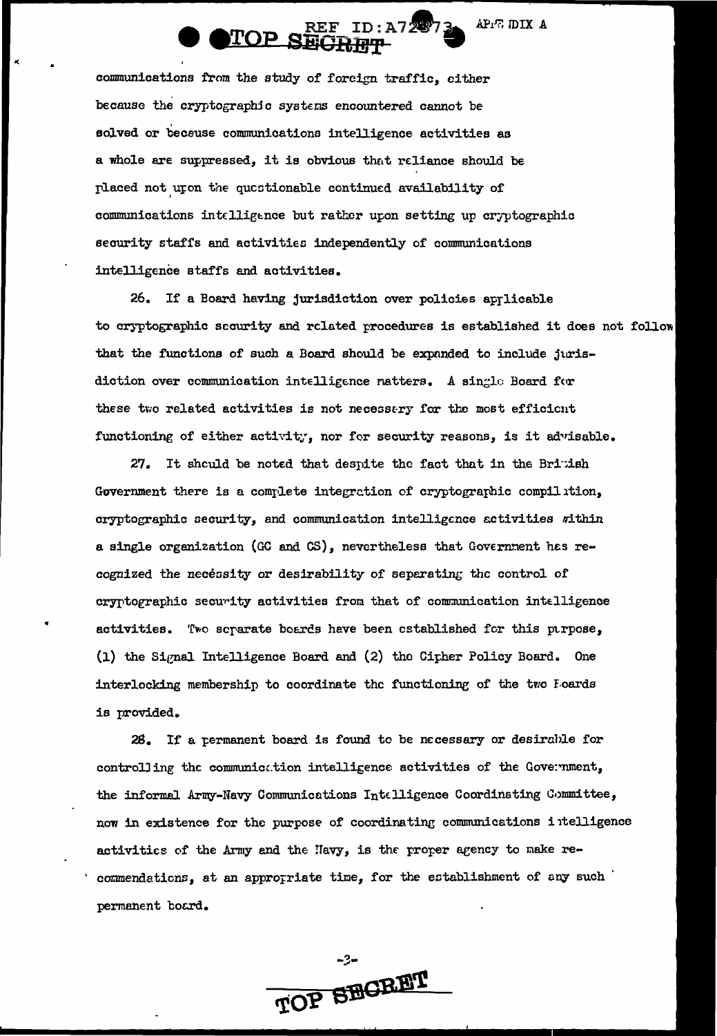communications from the study of foreign traffic, either because the cryptographic systems encountered cannot be solved or because communications intelligence activities as a whole are suppressed, it is obvious that reliance should be placed not upon the questionable continued availability of communications intelligence but rather upon setting up cryptographic security staffs and activities independently of communications intelligence staffs and activities.

26. If a Board having jurisdiction over policies applicable to cryptographic security and related procedures is established it does not follow that the functions of such a Board should be expanded to include jurisdiction over communication intelligence matters. A single Board for these two related activities is not necessary for the most efficient functioning of either activity, nor for security reasons, is it advisable.

27. It should be noted that despite the fact that in the British Government there is a complete integration of cryptographic compilation, cryptographic security, and communication intelligence activities within a single organization (GC and CS), nevertheless that Government has recognized the necessity or desirability of separating the control of cryptographic security activities from that of communication intelligence activities. Two separate boards have been established for this purpose, (1) the Signal Intelligence Board and (2) the Cipher Policy Board. One interlocking membership to coordinate the functioning of the two Boards is provided.

28. If a permanent board is found to be necessary or desirable for controlling the communication intelligence activities of the Government, the informal Army-Navy Communications Intelligence Coordinating Committee, now in existence for the purpose of coordinating communications intelligence activities of the Army and the Navy, is the proper agency to make recommendations, at an appropriate time, for the establishment of any such permanent board.